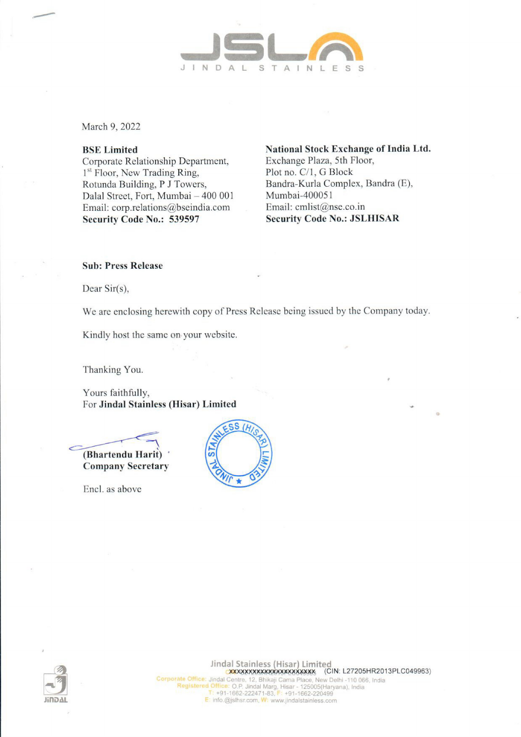JINDAL STAINLESS

March 9, 2022

**BSE Limited**
Corporate Relationship Department,
1st Floor, New Trading Ring,
Rotunda Building, P J Towers,
Dalal Street, Fort, Mumbai – 400 001
Email: corp.relations@bseindia.com
**Security Code No.: 539597**

**National Stock Exchange of India Ltd.**
Exchange Plaza, 5th Floor,
Plot no. C/1, G Block
Bandra-Kurla Complex, Bandra (E),
Mumbai-400051
Email: cmlist@nse.co.in
**Security Code No.: JSLHISAR**

**Sub: Press Release**

Dear Sir(s),

We are enclosing herewith copy of Press Release being issued by the Company today.

Kindly host the same on your website.

Thanking You.

Yours faithfully,
For **Jindal Stainless (Hisar) Limited**

**(Bhartendu Harit)**
**Company Secretary**

Encl. as above

Jindal Stainless (Hisar) Limited
(CIN: L27205HR2013PLC049963)
Corporate Office: Jindal Centre, 12, Bhikaji Cama Place, New Delhi -110 066, India
Registered Office: O.P. Jindal Marg, Hisar - 125005(Haryana), India
T: +91-1662-222471-83, F: +91-1662-220499
E: info.@jslhsr.com, W: www.jindalstainless.com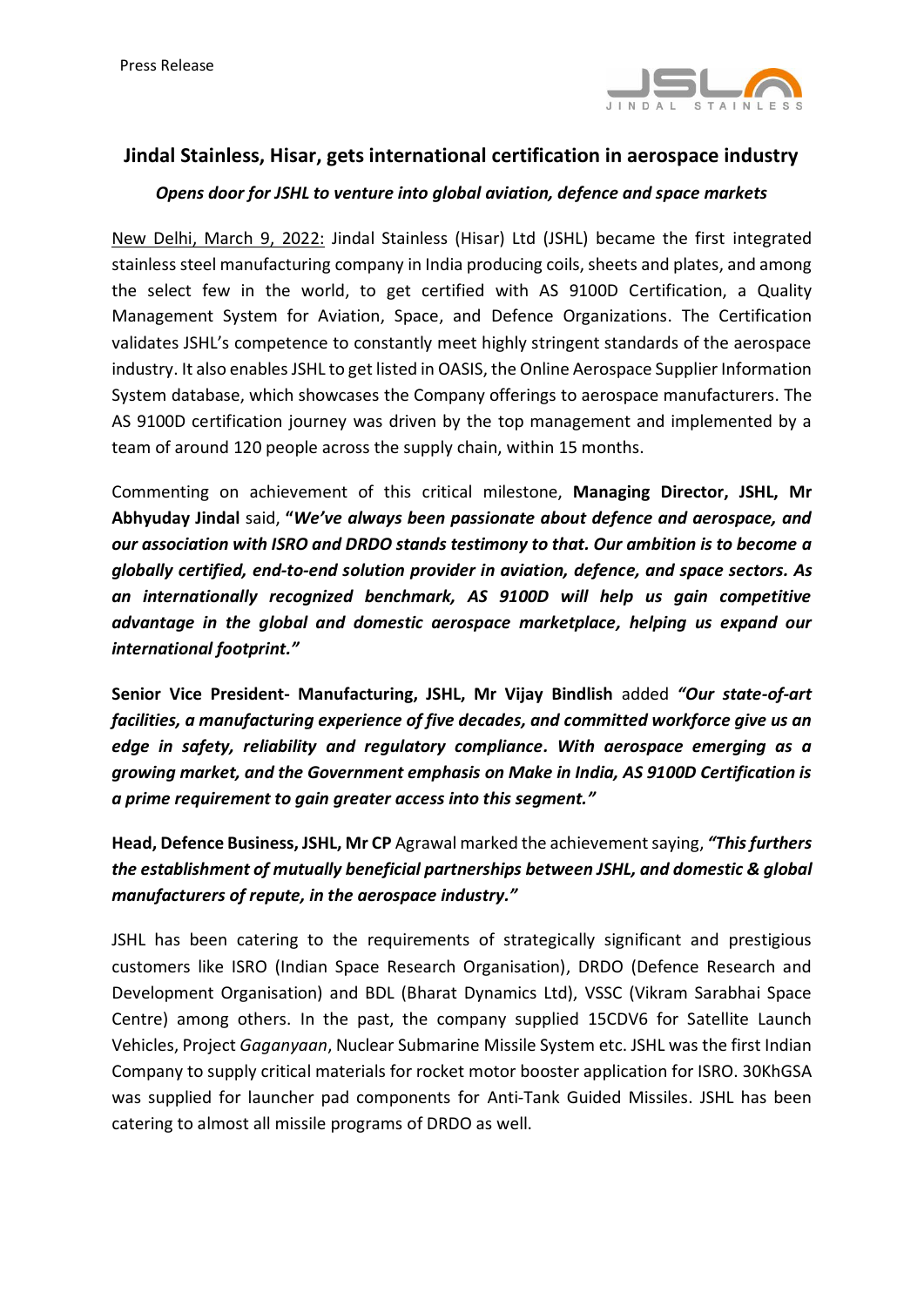Press Release

# Jindal Stainless, Hisar, gets international certification in aerospace industry

***Opens door for JSHL to venture into global aviation, defence and space markets***

New Delhi, March 9, 2022: Jindal Stainless (Hisar) Ltd (JSHL) became the first integrated stainless steel manufacturing company in India producing coils, sheets and plates, and among the select few in the world, to get certified with AS 9100D Certification, a Quality Management System for Aviation, Space, and Defence Organizations. The Certification validates JSHL's competence to constantly meet highly stringent standards of the aerospace industry. It also enables JSHL to get listed in OASIS, the Online Aerospace Supplier Information System database, which showcases the Company offerings to aerospace manufacturers. The AS 9100D certification journey was driven by the top management and implemented by a team of around 120 people across the supply chain, within 15 months.

Commenting on achievement of this critical milestone, **Managing Director, JSHL, Mr Abhyuday Jindal** said, **"*We've always been passionate about defence and aerospace, and our association with ISRO and DRDO stands testimony to that. Our ambition is to become a globally certified, end-to-end solution provider in aviation, defence, and space sectors. As an internationally recognized benchmark, AS 9100D will help us gain competitive advantage in the global and domestic aerospace marketplace, helping us expand our international footprint."***

**Senior Vice President- Manufacturing, JSHL, Mr Vijay Bindlish** added ***"Our state-of-art facilities, a manufacturing experience of five decades, and committed workforce give us an edge in safety, reliability and regulatory compliance. With aerospace emerging as a growing market, and the Government emphasis on Make in India, AS 9100D Certification is a prime requirement to gain greater access into this segment."***

**Head, Defence Business, JSHL, Mr CP** Agrawal marked the achievement saying, ***"This furthers the establishment of mutually beneficial partnerships between JSHL, and domestic & global manufacturers of repute, in the aerospace industry."***

JSHL has been catering to the requirements of strategically significant and prestigious customers like ISRO (Indian Space Research Organisation), DRDO (Defence Research and Development Organisation) and BDL (Bharat Dynamics Ltd), VSSC (Vikram Sarabhai Space Centre) among others. In the past, the company supplied 15CDV6 for Satellite Launch Vehicles, Project *Gaganyaan*, Nuclear Submarine Missile System etc. JSHL was the first Indian Company to supply critical materials for rocket motor booster application for ISRO. 30KhGSA was supplied for launcher pad components for Anti-Tank Guided Missiles. JSHL has been catering to almost all missile programs of DRDO as well.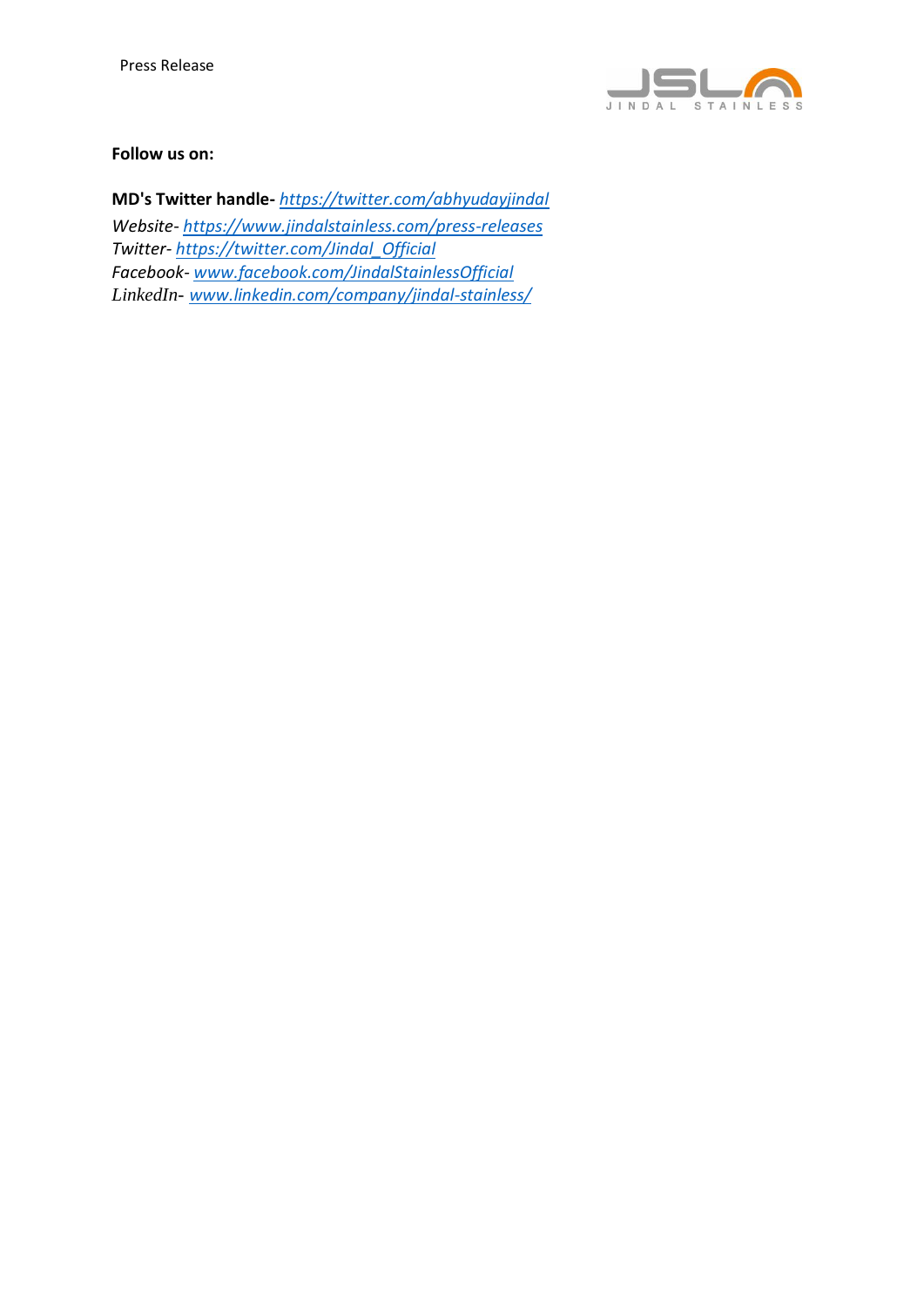**Follow us on:**

**MD's Twitter handle-** *https://twitter.com/abhyudayjindal*

*Website- https://www.jindalstainless.com/press-releases*
*Twitter- https://twitter.com/Jindal_Official*
*Facebook- www.facebook.com/JindalStainlessOfficial*
*LinkedIn- www.linkedin.com/company/jindal-stainless/*